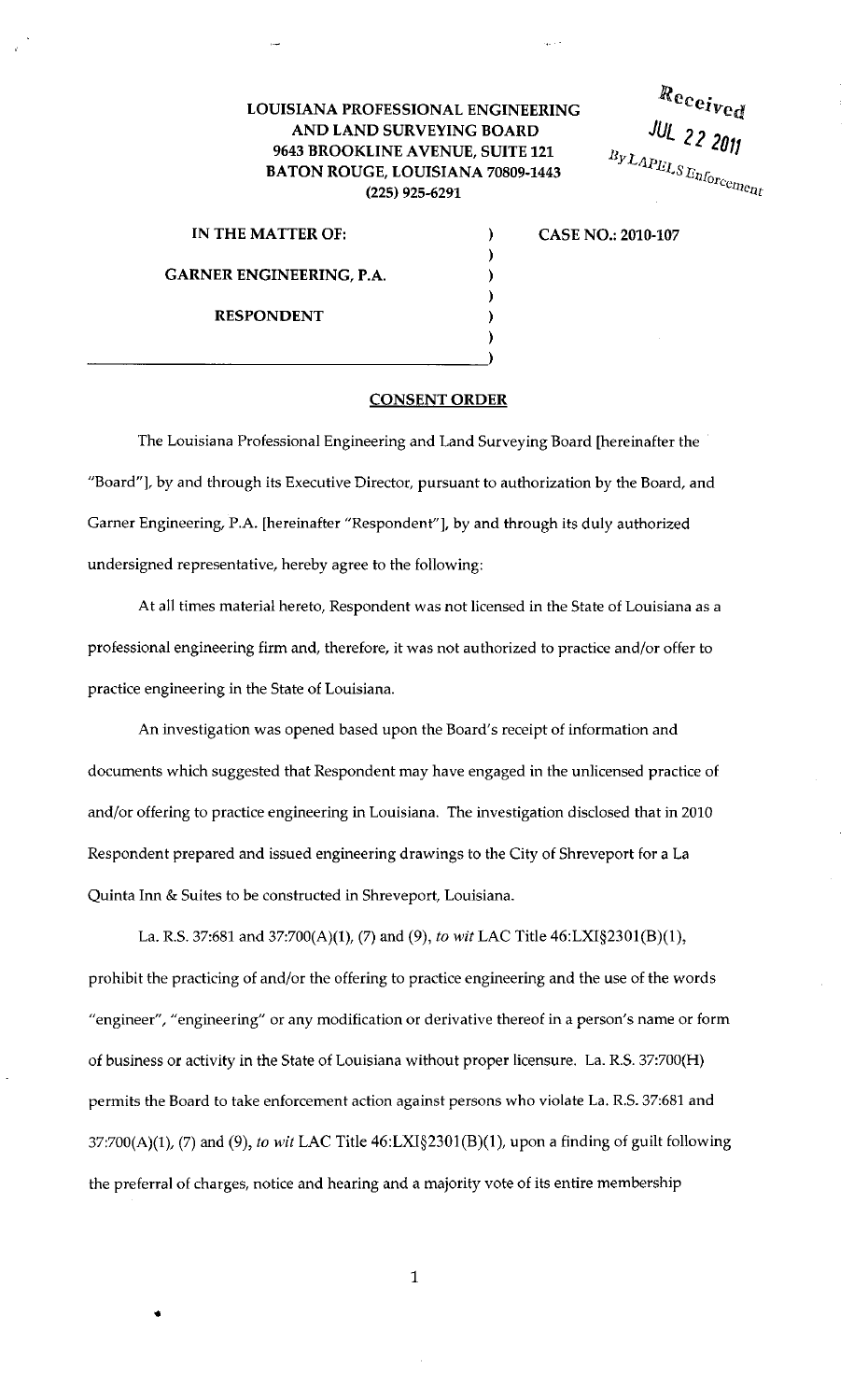**LOUISIANA PROFESSIONAL ENGINEERING AND LAND SURVEYING BOARD**
**9643 BROOKLINE AVENUE, SUITE 121**
**BATON ROUGE, LOUISIANA 70809-1443**
**(225) 925-6291**

Received
JUL 22 2011
By LAPELS Enforcement

| | | |
|---|---|---|
| **IN THE MATTER OF:** | ) | **CASE NO.: 2010-107** |
| | ) | |
| **GARNER ENGINEERING, P.A.** | ) | |
| | ) | |
| **RESPONDENT** | ) | |
| | ) | |
| | ) | |

**CONSENT ORDER**

The Louisiana Professional Engineering and Land Surveying Board [hereinafter the "Board"], by and through its Executive Director, pursuant to authorization by the Board, and Garner Engineering, P.A. [hereinafter "Respondent"], by and through its duly authorized undersigned representative, hereby agree to the following:

At all times material hereto, Respondent was not licensed in the State of Louisiana as a professional engineering firm and, therefore, it was not authorized to practice and/or offer to practice engineering in the State of Louisiana.

An investigation was opened based upon the Board's receipt of information and documents which suggested that Respondent may have engaged in the unlicensed practice of and/or offering to practice engineering in Louisiana. The investigation disclosed that in 2010 Respondent prepared and issued engineering drawings to the City of Shreveport for a La Quinta Inn & Suites to be constructed in Shreveport, Louisiana.

La. R.S. 37:681 and 37:700(A)(1), (7) and (9), *to wit* LAC Title 46:LXI§2301(B)(1), prohibit the practicing of and/or the offering to practice engineering and the use of the words "engineer", "engineering" or any modification or derivative thereof in a person's name or form of business or activity in the State of Louisiana without proper licensure. La. R.S. 37:700(H) permits the Board to take enforcement action against persons who violate La. R.S. 37:681 and 37:700(A)(1), (7) and (9), *to wit* LAC Title 46:LXI§2301(B)(1), upon a finding of guilt following the preferral of charges, notice and hearing and a majority vote of its entire membership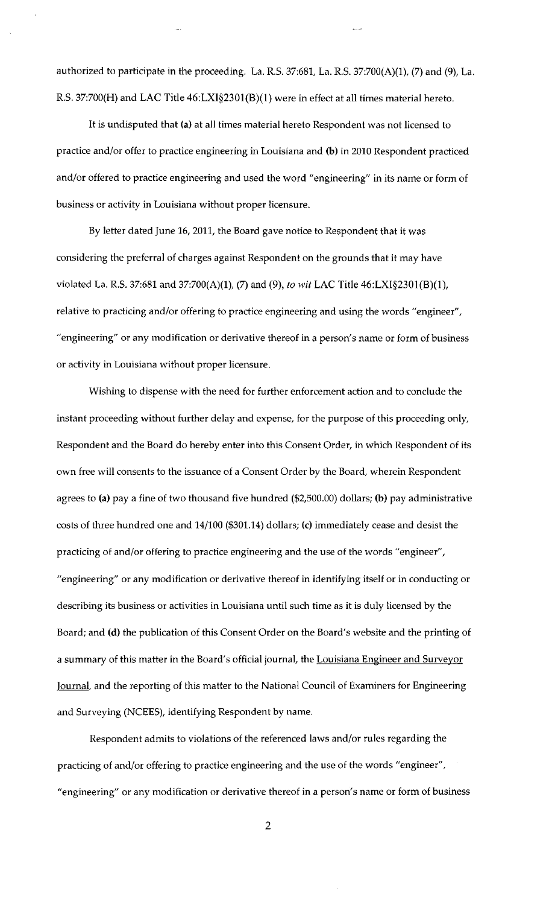authorized to participate in the proceeding. La. R.S. 37:681, La. R.S. 37:700(A)(1), (7) and (9), La. R.S. 37:700(H) and LAC Title 46:LXI§2301(B)(1) were in effect at all times material hereto.

It is undisputed that **(a)** at all times material hereto Respondent was not licensed to practice and/or offer to practice engineering in Louisiana and **(b)** in 2010 Respondent practiced and/or offered to practice engineering and used the word "engineering" in its name or form of business or activity in Louisiana without proper licensure.

By letter dated June 16, 2011, the Board gave notice to Respondent that it was considering the preferral of charges against Respondent on the grounds that it may have violated La. R.S. 37:681 and 37:700(A)(1), (7) and (9), *to wit* LAC Title 46:LXI§2301(B)(1), relative to practicing and/or offering to practice engineering and using the words "engineer", "engineering" or any modification or derivative thereof in a person's name or form of business or activity in Louisiana without proper licensure.

Wishing to dispense with the need for further enforcement action and to conclude the instant proceeding without further delay and expense, for the purpose of this proceeding only, Respondent and the Board do hereby enter into this Consent Order, in which Respondent of its own free will consents to the issuance of a Consent Order by the Board, wherein Respondent agrees to **(a)** pay a fine of two thousand five hundred ($2,500.00) dollars; **(b)** pay administrative costs of three hundred one and 14/100 ($301.14) dollars; **(c)** immediately cease and desist the practicing of and/or offering to practice engineering and the use of the words "engineer", "engineering" or any modification or derivative thereof in identifying itself or in conducting or describing its business or activities in Louisiana until such time as it is duly licensed by the Board; and **(d)** the publication of this Consent Order on the Board's website and the printing of a summary of this matter in the Board's official journal, the Louisiana Engineer and Surveyor Journal, and the reporting of this matter to the National Council of Examiners for Engineering and Surveying (NCEES), identifying Respondent by name.

Respondent admits to violations of the referenced laws and/or rules regarding the practicing of and/or offering to practice engineering and the use of the words "engineer", "engineering" or any modification or derivative thereof in a person's name or form of business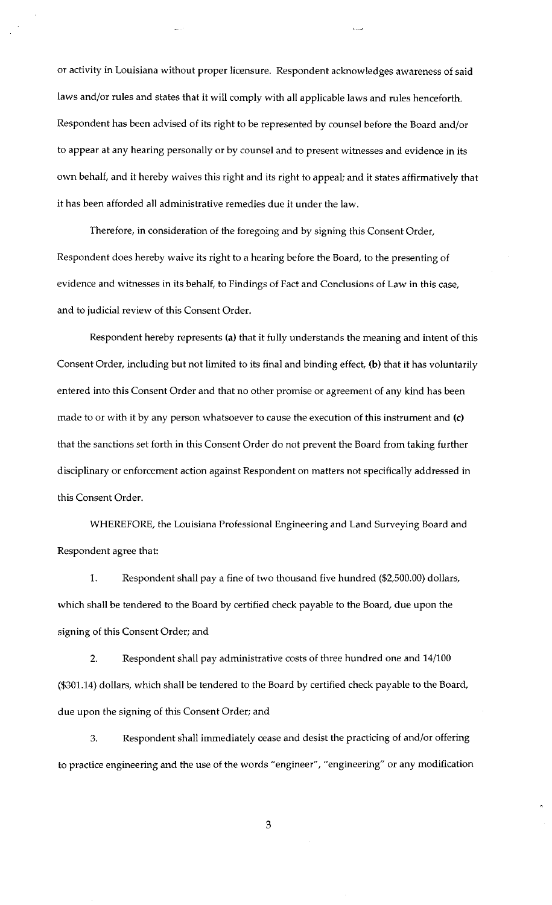or activity in Louisiana without proper licensure. Respondent acknowledges awareness of said laws and/or rules and states that it will comply with all applicable laws and rules henceforth. Respondent has been advised of its right to be represented by counsel before the Board and/or to appear at any hearing personally or by counsel and to present witnesses and evidence in its own behalf, and it hereby waives this right and its right to appeal; and it states affirmatively that it has been afforded all administrative remedies due it under the law.

Therefore, in consideration of the foregoing and by signing this Consent Order, Respondent does hereby waive its right to a hearing before the Board, to the presenting of evidence and witnesses in its behalf, to Findings of Fact and Conclusions of Law in this case, and to judicial review of this Consent Order.

Respondent hereby represents **(a)** that it fully understands the meaning and intent of this Consent Order, including but not limited to its final and binding effect, **(b)** that it has voluntarily entered into this Consent Order and that no other promise or agreement of any kind has been made to or with it by any person whatsoever to cause the execution of this instrument and **(c)** that the sanctions set forth in this Consent Order do not prevent the Board from taking further disciplinary or enforcement action against Respondent on matters not specifically addressed in this Consent Order.

WHEREFORE, the Louisiana Professional Engineering and Land Surveying Board and Respondent agree that:

1. Respondent shall pay a fine of two thousand five hundred ($2,500.00) dollars, which shall be tendered to the Board by certified check payable to the Board, due upon the signing of this Consent Order; and

2. Respondent shall pay administrative costs of three hundred one and 14/100 ($301.14) dollars, which shall be tendered to the Board by certified check payable to the Board, due upon the signing of this Consent Order; and

3. Respondent shall immediately cease and desist the practicing of and/or offering to practice engineering and the use of the words "engineer", "engineering" or any modification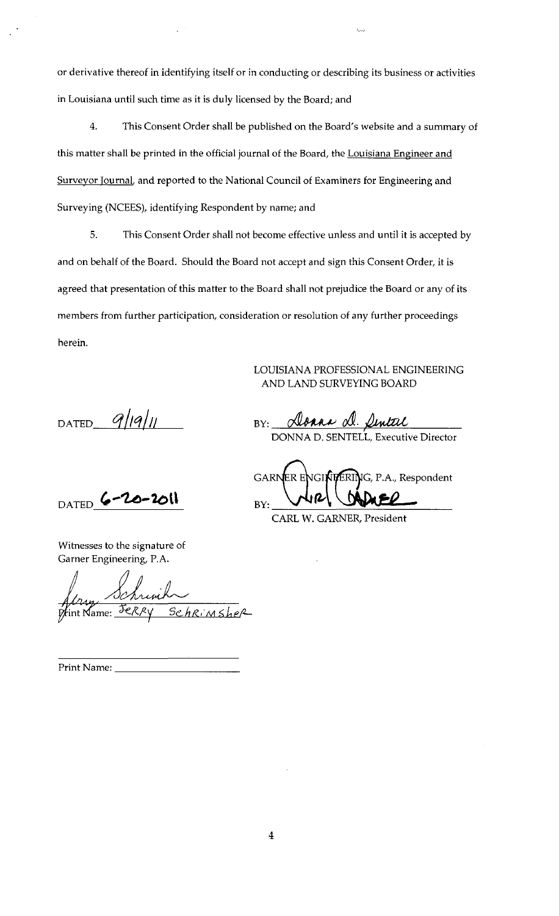or derivative thereof in identifying itself or in conducting or describing its business or activities in Louisiana until such time as it is duly licensed by the Board; and

4. This Consent Order shall be published on the Board's website and a summary of this matter shall be printed in the official journal of the Board, the Louisiana Engineer and Surveyor Journal, and reported to the National Council of Examiners for Engineering and Surveying (NCEES), identifying Respondent by name; and

5. This Consent Order shall not become effective unless and until it is accepted by and on behalf of the Board. Should the Board not accept and sign this Consent Order, it is agreed that presentation of this matter to the Board shall not prejudice the Board or any of its members from further participation, consideration or resolution of any further proceedings herein.

LOUISIANA PROFESSIONAL ENGINEERING AND LAND SURVEYING BOARD

DATED 9/19/11

BY: Donna D. Sentell
DONNA D. SENTELL, Executive Director

DATED 6-20-2011

GARNER ENGINEERING, P.A., Respondent

BY: Carl Garner
CARL W. GARNER, President

Witnesses to the signature of Garner Engineering, P.A.

Jerry Schrimsher
Print Name: JERRY SCHRIMSHER

Print Name: ______________________